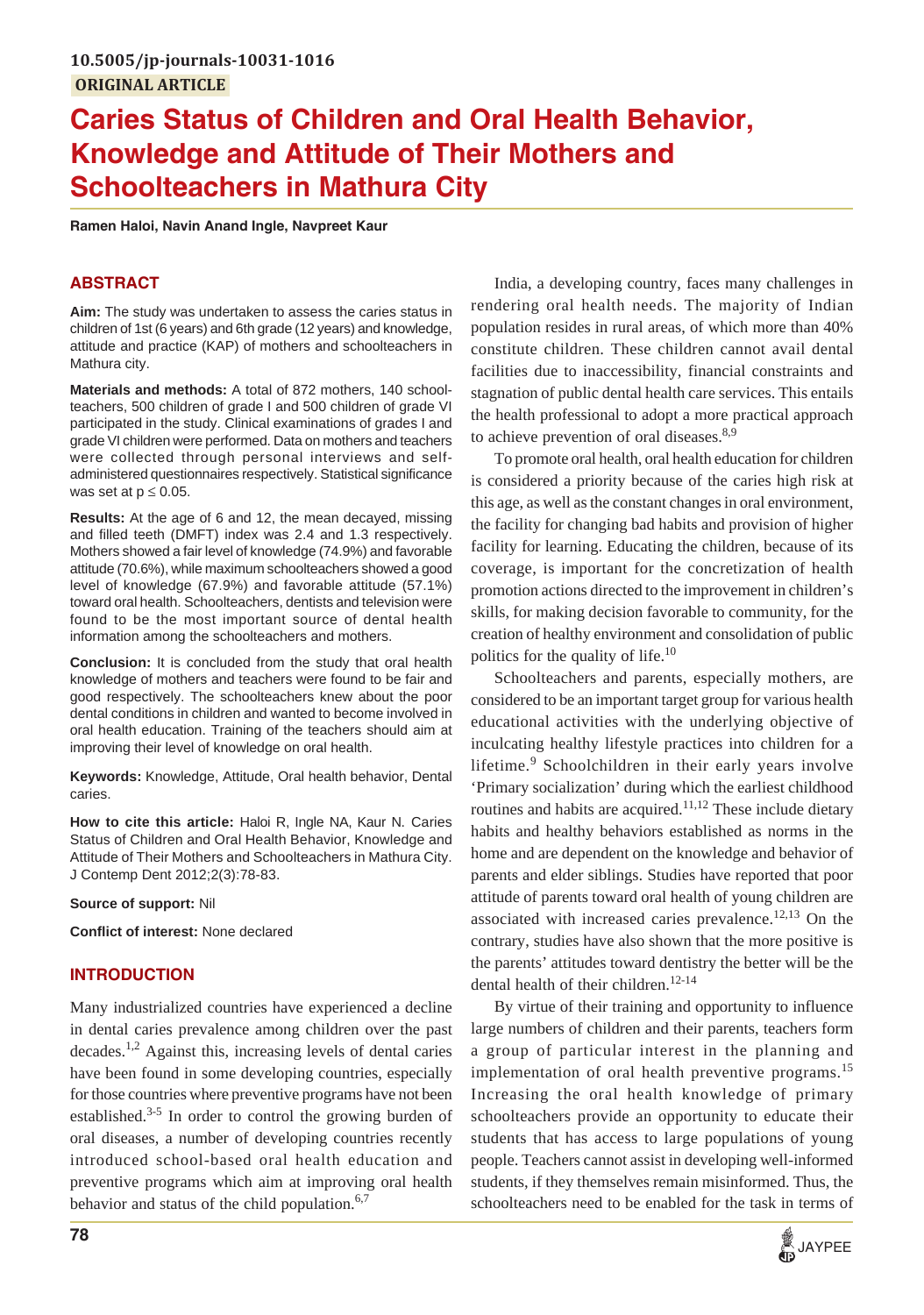10.5005/jp-journals-10031-1016

ORIGINAL ARTICLE

# Caries Status of Children and Oral Health Behavior, Knowledge and Attitude of Their Mothers and Schoolteachers in Mathura City

**Ramen Haloi, Navin Anand Ingle, Navpreet Kaur**

## ABSTRACT

**Aim:** The study was undertaken to assess the caries status in children of 1st (6 years) and 6th grade (12 years) and knowledge, attitude and practice (KAP) of mothers and schoolteachers in Mathura city.

**Materials and methods:** A total of 872 mothers, 140 schoolteachers, 500 children of grade I and 500 children of grade VI participated in the study. Clinical examinations of grades I and grade VI children were performed. Data on mothers and teachers were collected through personal interviews and self-administered questionnaires respectively. Statistical significance was set at $p \leq 0.05$.

**Results:** At the age of 6 and 12, the mean decayed, missing and filled teeth (DMFT) index was 2.4 and 1.3 respectively. Mothers showed a fair level of knowledge (74.9%) and favorable attitude (70.6%), while maximum schoolteachers showed a good level of knowledge (67.9%) and favorable attitude (57.1%) toward oral health. Schoolteachers, dentists and television were found to be the most important source of dental health information among the schoolteachers and mothers.

**Conclusion:** It is concluded from the study that oral health knowledge of mothers and teachers were found to be fair and good respectively. The schoolteachers knew about the poor dental conditions in children and wanted to become involved in oral health education. Training of the teachers should aim at improving their level of knowledge on oral health.

**Keywords:** Knowledge, Attitude, Oral health behavior, Dental caries.

**How to cite this article:** Haloi R, Ingle NA, Kaur N. Caries Status of Children and Oral Health Behavior, Knowledge and Attitude of Their Mothers and Schoolteachers in Mathura City. J Contemp Dent 2012;2(3):78-83.

**Source of support:** Nil

**Conflict of interest:** None declared

## INTRODUCTION

Many industrialized countries have experienced a decline in dental caries prevalence among children over the past decades.[1,2] Against this, increasing levels of dental caries have been found in some developing countries, especially for those countries where preventive programs have not been established.[3-5] In order to control the growing burden of oral diseases, a number of developing countries recently introduced school-based oral health education and preventive programs which aim at improving oral health behavior and status of the child population.[6,7]

India, a developing country, faces many challenges in rendering oral health needs. The majority of Indian population resides in rural areas, of which more than 40% constitute children. These children cannot avail dental facilities due to inaccessibility, financial constraints and stagnation of public dental health care services. This entails the health professional to adopt a more practical approach to achieve prevention of oral diseases.[8,9]

To promote oral health, oral health education for children is considered a priority because of the caries high risk at this age, as well as the constant changes in oral environment, the facility for changing bad habits and provision of higher facility for learning. Educating the children, because of its coverage, is important for the concretization of health promotion actions directed to the improvement in children's skills, for making decision favorable to community, for the creation of healthy environment and consolidation of public politics for the quality of life.[10]

Schoolteachers and parents, especially mothers, are considered to be an important target group for various health educational activities with the underlying objective of inculcating healthy lifestyle practices into children for a lifetime.[9] Schoolchildren in their early years involve 'Primary socialization' during which the earliest childhood routines and habits are acquired.[11,12] These include dietary habits and healthy behaviors established as norms in the home and are dependent on the knowledge and behavior of parents and elder siblings. Studies have reported that poor attitude of parents toward oral health of young children are associated with increased caries prevalence.[12,13] On the contrary, studies have also shown that the more positive is the parents' attitudes toward dentistry the better will be the dental health of their children.[12-14]

By virtue of their training and opportunity to influence large numbers of children and their parents, teachers form a group of particular interest in the planning and implementation of oral health preventive programs.[15] Increasing the oral health knowledge of primary schoolteachers provide an opportunity to educate their students that has access to large populations of young people. Teachers cannot assist in developing well-informed students, if they themselves remain misinformed. Thus, the schoolteachers need to be enabled for the task in terms of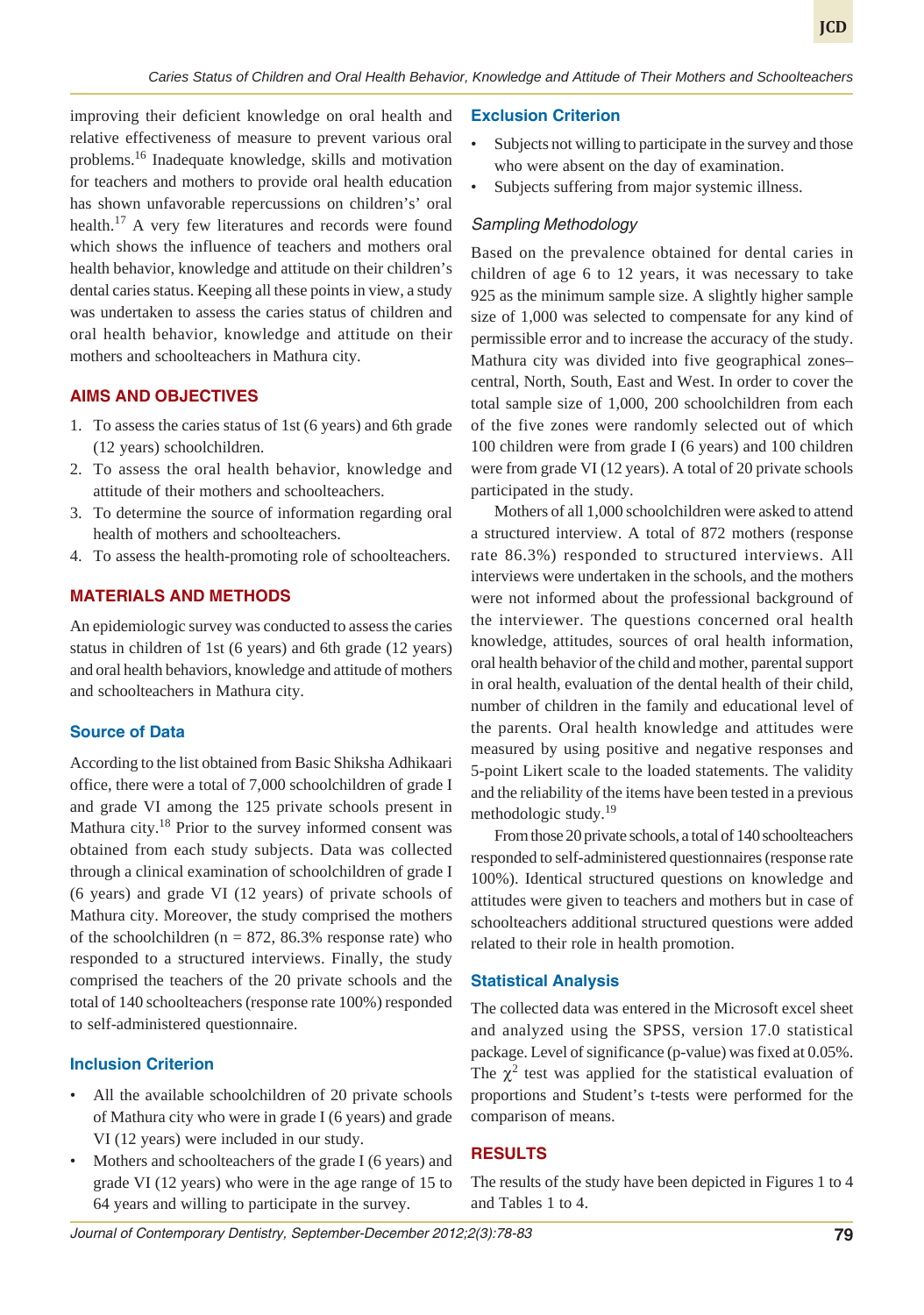improving their deficient knowledge on oral health and relative effectiveness of measure to prevent various oral problems.[16] Inadequate knowledge, skills and motivation for teachers and mothers to provide oral health education has shown unfavorable repercussions on children's' oral health.[17] A very few literatures and records were found which shows the influence of teachers and mothers oral health behavior, knowledge and attitude on their children's dental caries status. Keeping all these points in view, a study was undertaken to assess the caries status of children and oral health behavior, knowledge and attitude on their mothers and schoolteachers in Mathura city.

## AIMS AND OBJECTIVES

1. To assess the caries status of 1st (6 years) and 6th grade (12 years) schoolchildren.
2. To assess the oral health behavior, knowledge and attitude of their mothers and schoolteachers.
3. To determine the source of information regarding oral health of mothers and schoolteachers.
4. To assess the health-promoting role of schoolteachers.

## MATERIALS AND METHODS

An epidemiologic survey was conducted to assess the caries status in children of 1st (6 years) and 6th grade (12 years) and oral health behaviors, knowledge and attitude of mothers and schoolteachers in Mathura city.

### Source of Data

According to the list obtained from Basic Shiksha Adhikaari office, there were a total of 7,000 schoolchildren of grade I and grade VI among the 125 private schools present in Mathura city.[18] Prior to the survey informed consent was obtained from each study subjects. Data was collected through a clinical examination of schoolchildren of grade I (6 years) and grade VI (12 years) of private schools of Mathura city. Moreover, the study comprised the mothers of the schoolchildren (n = 872, 86.3% response rate) who responded to a structured interviews. Finally, the study comprised the teachers of the 20 private schools and the total of 140 schoolteachers (response rate 100%) responded to self-administered questionnaire.

### Inclusion Criterion

- All the available schoolchildren of 20 private schools of Mathura city who were in grade I (6 years) and grade VI (12 years) were included in our study.
- Mothers and schoolteachers of the grade I (6 years) and grade VI (12 years) who were in the age range of 15 to 64 years and willing to participate in the survey.

### Exclusion Criterion

- Subjects not willing to participate in the survey and those who were absent on the day of examination.
- Subjects suffering from major systemic illness.

#### *Sampling Methodology*

Based on the prevalence obtained for dental caries in children of age 6 to 12 years, it was necessary to take 925 as the minimum sample size. A slightly higher sample size of 1,000 was selected to compensate for any kind of permissible error and to increase the accuracy of the study. Mathura city was divided into five geographical zones–central, North, South, East and West. In order to cover the total sample size of 1,000, 200 schoolchildren from each of the five zones were randomly selected out of which 100 children were from grade I (6 years) and 100 children were from grade VI (12 years). A total of 20 private schools participated in the study.

Mothers of all 1,000 schoolchildren were asked to attend a structured interview. A total of 872 mothers (response rate 86.3%) responded to structured interviews. All interviews were undertaken in the schools, and the mothers were not informed about the professional background of the interviewer. The questions concerned oral health knowledge, attitudes, sources of oral health information, oral health behavior of the child and mother, parental support in oral health, evaluation of the dental health of their child, number of children in the family and educational level of the parents. Oral health knowledge and attitudes were measured by using positive and negative responses and 5-point Likert scale to the loaded statements. The validity and the reliability of the items have been tested in a previous methodologic study.[19]

From those 20 private schools, a total of 140 schoolteachers responded to self-administered questionnaires (response rate 100%). Identical structured questions on knowledge and attitudes were given to teachers and mothers but in case of schoolteachers additional structured questions were added related to their role in health promotion.

### Statistical Analysis

The collected data was entered in the Microsoft excel sheet and analyzed using the SPSS, version 17.0 statistical package. Level of significance (p-value) was fixed at 0.05%. The $\chi^2$ test was applied for the statistical evaluation of proportions and Student's t-tests were performed for the comparison of means.

## RESULTS

The results of the study have been depicted in Figures 1 to 4 and Tables 1 to 4.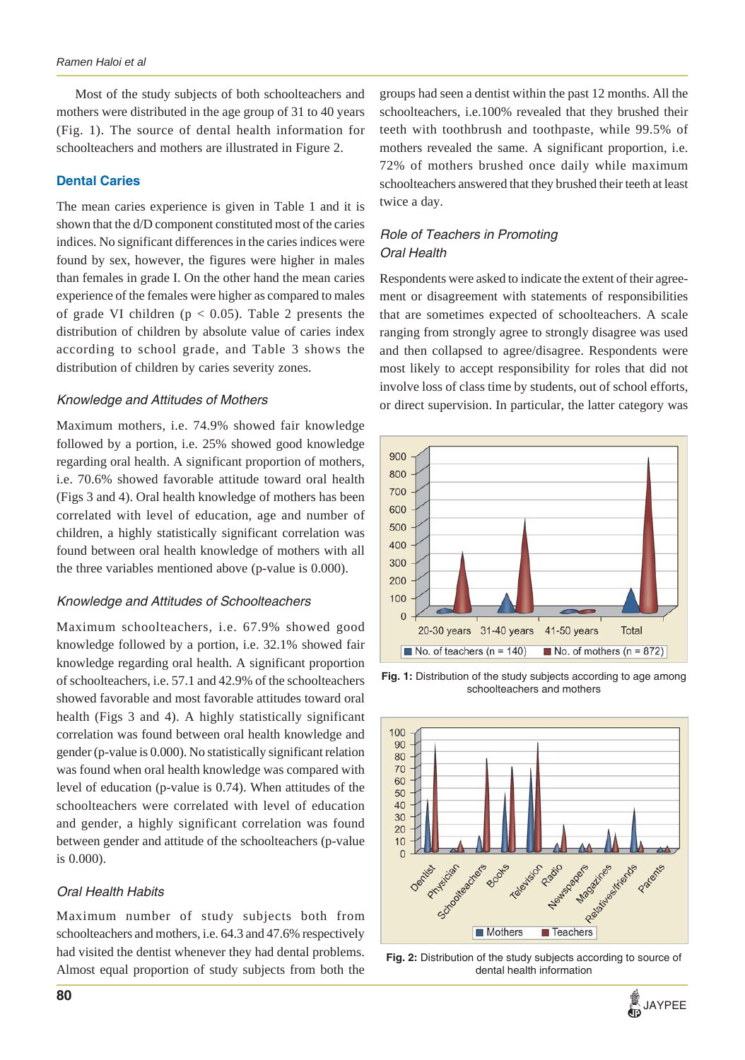Most of the study subjects of both schoolteachers and mothers were distributed in the age group of 31 to 40 years (Fig. 1). The source of dental health information for schoolteachers and mothers are illustrated in Figure 2.

## Dental Caries

The mean caries experience is given in Table 1 and it is shown that the d/D component constituted most of the caries indices. No significant differences in the caries indices were found by sex, however, the figures were higher in males than females in grade I. On the other hand the mean caries experience of the females were higher as compared to males of grade VI children ($p < 0.05$). Table 2 presents the distribution of children by absolute value of caries index according to school grade, and Table 3 shows the distribution of children by caries severity zones.

### *Knowledge and Attitudes of Mothers*

Maximum mothers, i.e. 74.9% showed fair knowledge followed by a portion, i.e. 25% showed good knowledge regarding oral health. A significant proportion of mothers, i.e. 70.6% showed favorable attitude toward oral health (Figs 3 and 4). Oral health knowledge of mothers has been correlated with level of education, age and number of children, a highly statistically significant correlation was found between oral health knowledge of mothers with all the three variables mentioned above (p-value is 0.000).

### *Knowledge and Attitudes of Schoolteachers*

Maximum schoolteachers, i.e. 67.9% showed good knowledge followed by a portion, i.e. 32.1% showed fair knowledge regarding oral health. A significant proportion of schoolteachers, i.e. 57.1 and 42.9% of the schoolteachers showed favorable and most favorable attitudes toward oral health (Figs 3 and 4). A highly statistically significant correlation was found between oral health knowledge and gender (p-value is 0.000). No statistically significant relation was found when oral health knowledge was compared with level of education (p-value is 0.74). When attitudes of the schoolteachers were correlated with level of education and gender, a highly significant correlation was found between gender and attitude of the schoolteachers (p-value is 0.000).

### *Oral Health Habits*

Maximum number of study subjects both from schoolteachers and mothers, i.e. 64.3 and 47.6% respectively had visited the dentist whenever they had dental problems. Almost equal proportion of study subjects from both the groups had seen a dentist within the past 12 months. All the schoolteachers, i.e.100% revealed that they brushed their teeth with toothbrush and toothpaste, while 99.5% of mothers revealed the same. A significant proportion, i.e. 72% of mothers brushed once daily while maximum schoolteachers answered that they brushed their teeth at least twice a day.

### *Role of Teachers in Promoting Oral Health*

Respondents were asked to indicate the extent of their agreement or disagreement with statements of responsibilities that are sometimes expected of schoolteachers. A scale ranging from strongly agree to strongly disagree was used and then collapsed to agree/disagree. Respondents were most likely to accept responsibility for roles that did not involve loss of class time by students, out of school efforts, or direct supervision. In particular, the latter category was

**Fig. 1:** Distribution of the study subjects according to age among schoolteachers and mothers

**Fig. 2:** Distribution of the study subjects according to source of dental health information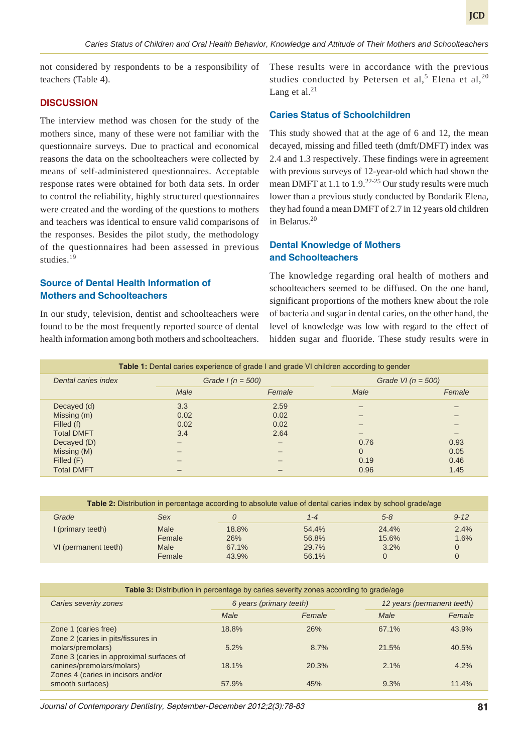not considered by respondents to be a responsibility of teachers (Table 4).

## DISCUSSION

The interview method was chosen for the study of the mothers since, many of these were not familiar with the questionnaire surveys. Due to practical and economical reasons the data on the schoolteachers were collected by means of self-administered questionnaires. Acceptable response rates were obtained for both data sets. In order to control the reliability, highly structured questionnaires were created and the wording of the questions to mothers and teachers was identical to ensure valid comparisons of the responses. Besides the pilot study, the methodology of the questionnaires had been assessed in previous studies.[19]

### Source of Dental Health Information of Mothers and Schoolteachers

In our study, television, dentist and schoolteachers were found to be the most frequently reported source of dental health information among both mothers and schoolteachers. These results were in accordance with the previous studies conducted by Petersen et al,[5] Elena et al,[20] Lang et al.[21]

### Caries Status of Schoolchildren

This study showed that at the age of 6 and 12, the mean decayed, missing and filled teeth (dmft/DMFT) index was 2.4 and 1.3 respectively. These findings were in agreement with previous surveys of 12-year-old which had shown the mean DMFT at 1.1 to 1.9.[22-25] Our study results were much lower than a previous study conducted by Bondarik Elena, they had found a mean DMFT of 2.7 in 12 years old children in Belarus.[20]

### Dental Knowledge of Mothers and Schoolteachers

The knowledge regarding oral health of mothers and schoolteachers seemed to be diffused. On the one hand, significant proportions of the mothers knew about the role of bacteria and sugar in dental caries, on the other hand, the level of knowledge was low with regard to the effect of hidden sugar and fluoride. These study results were in

**Table 1:** Dental caries experience of grade I and grade VI children according to gender

| *Dental caries index* | *Grade I (n = 500)* | | *Grade VI (n = 500)* | |
|---|---|---|---|---|
| | *Male* | *Female* | *Male* | *Female* |
| Decayed (d) | 3.3 | 2.59 | – | – |
| Missing (m) | 0.02 | 0.02 | – | – |
| Filled (f) | 0.02 | 0.02 | – | – |
| Total DMFT | 3.4 | 2.64 | – | – |
| Decayed (D) | – | – | 0.76 | 0.93 |
| Missing (M) | – | – | 0 | 0.05 |
| Filled (F) | – | – | 0.19 | 0.46 |
| Total DMFT | – | – | 0.96 | 1.45 |

**Table 2:** Distribution in percentage according to absolute value of dental caries index by school grade/age

| *Grade* | *Sex* | *0* | *1-4* | *5-8* | *9-12* |
|---|---|---|---|---|---|
| I (primary teeth) | Male | 18.8% | 54.4% | 24.4% | 2.4% |
| | Female | 26% | 56.8% | 15.6% | 1.6% |
| VI (permanent teeth) | Male | 67.1% | 29.7% | 3.2% | 0 |
| | Female | 43.9% | 56.1% | 0 | 0 |

**Table 3:** Distribution in percentage by caries severity zones according to grade/age

| *Caries severity zones* | *6 years (primary teeth)* | | *12 years (permanent teeth)* | |
|---|---|---|---|---|
| | *Male* | *Female* | *Male* | *Female* |
| Zone 1 (caries free) | 18.8% | 26% | 67.1% | 43.9% |
| Zone 2 (caries in pits/fissures in molars/premolars) | 5.2% | 8.7% | 21.5% | 40.5% |
| Zone 3 (caries in approximal surfaces of canines/premolars/molars) | 18.1% | 20.3% | 2.1% | 4.2% |
| Zones 4 (caries in incisors and/or smooth surfaces) | 57.9% | 45% | 9.3% | 11.4% |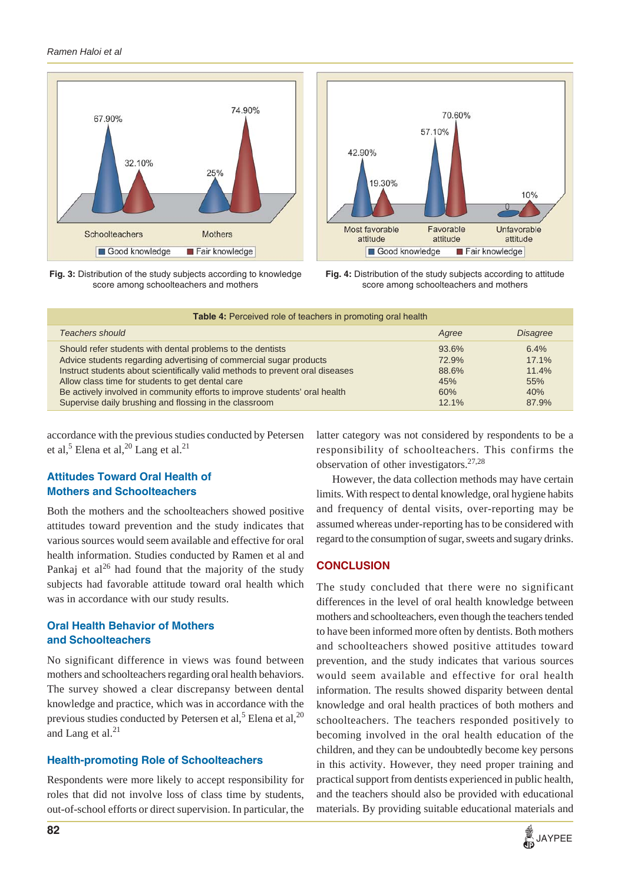Fig. 3: Distribution of the study subjects according to knowledge score among schoolteachers and mothers

Fig. 4: Distribution of the study subjects according to attitude score among schoolteachers and mothers

**Table 4:** Perceived role of teachers in promoting oral health

| *Teachers should* | *Agree* | *Disagree* |
|---|---|---|
| Should refer students with dental problems to the dentists | 93.6% | 6.4% |
| Advice students regarding advertising of commercial sugar products | 72.9% | 17.1% |
| Instruct students about scientifically valid methods to prevent oral diseases | 88.6% | 11.4% |
| Allow class time for students to get dental care | 45% | 55% |
| Be actively involved in community efforts to improve students' oral health | 60% | 40% |
| Supervise daily brushing and flossing in the classroom | 12.1% | 87.9% |

accordance with the previous studies conducted by Petersen et al,[5] Elena et al,[20] Lang et al.[21]

### Attitudes Toward Oral Health of Mothers and Schoolteachers

Both the mothers and the schoolteachers showed positive attitudes toward prevention and the study indicates that various sources would seem available and effective for oral health information. Studies conducted by Ramen et al and Pankaj et al[26] had found that the majority of the study subjects had favorable attitude toward oral health which was in accordance with our study results.

### Oral Health Behavior of Mothers and Schoolteachers

No significant difference in views was found between mothers and schoolteachers regarding oral health behaviors. The survey showed a clear discrepansy between dental knowledge and practice, which was in accordance with the previous studies conducted by Petersen et al,[5] Elena et al,[20] and Lang et al.[21]

### Health-promoting Role of Schoolteachers

Respondents were more likely to accept responsibility for roles that did not involve loss of class time by students, out-of-school efforts or direct supervision. In particular, the latter category was not considered by respondents to be a responsibility of schoolteachers. This confirms the observation of other investigators.[27,28]

However, the data collection methods may have certain limits. With respect to dental knowledge, oral hygiene habits and frequency of dental visits, over-reporting may be assumed whereas under-reporting has to be considered with regard to the consumption of sugar, sweets and sugary drinks.

## CONCLUSION

The study concluded that there were no significant differences in the level of oral health knowledge between mothers and schoolteachers, even though the teachers tended to have been informed more often by dentists. Both mothers and schoolteachers showed positive attitudes toward prevention, and the study indicates that various sources would seem available and effective for oral health information. The results showed disparity between dental knowledge and oral health practices of both mothers and schoolteachers. The teachers responded positively to becoming involved in the oral health education of the children, and they can be undoubtedly become key persons in this activity. However, they need proper training and practical support from dentists experienced in public health, and the teachers should also be provided with educational materials. By providing suitable educational materials and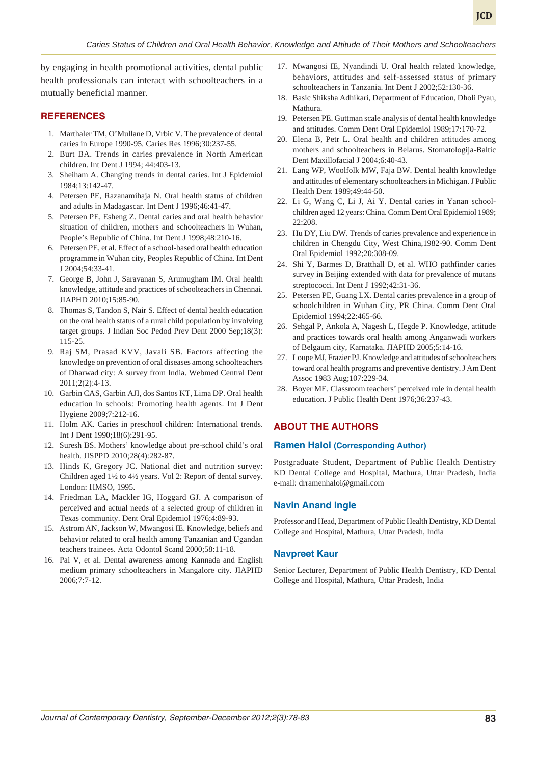by engaging in health promotional activities, dental public health professionals can interact with schoolteachers in a mutually beneficial manner.

## REFERENCES

1. Marthaler TM, O'Mullane D, Vrbic V. The prevalence of dental caries in Europe 1990-95. Caries Res 1996;30:237-55.
2. Burt BA. Trends in caries prevalence in North American children. Int Dent J 1994; 44:403-13.
3. Sheiham A. Changing trends in dental caries. Int J Epidemiol 1984;13:142-47.
4. Petersen PE, Razanamihaja N. Oral health status of children and adults in Madagascar. Int Dent J 1996;46:41-47.
5. Petersen PE, Esheng Z. Dental caries and oral health behavior situation of children, mothers and schoolteachers in Wuhan, People's Republic of China. Int Dent J 1998;48:210-16.
6. Petersen PE, et al. Effect of a school-based oral health education programme in Wuhan city, Peoples Republic of China. Int Dent J 2004;54:33-41.
7. George B, John J, Saravanan S, Arumugham IM. Oral health knowledge, attitude and practices of schoolteachers in Chennai. JIAPHD 2010;15:85-90.
8. Thomas S, Tandon S, Nair S. Effect of dental health education on the oral health status of a rural child population by involving target groups. J Indian Soc Pedod Prev Dent 2000 Sep;18(3): 115-25.
9. Raj SM, Prasad KVV, Javali SB. Factors affecting the knowledge on prevention of oral diseases among schoolteachers of Dharwad city: A survey from India. Webmed Central Dent 2011;2(2):4-13.
10. Garbin CAS, Garbin AJI, dos Santos KT, Lima DP. Oral health education in schools: Promoting health agents. Int J Dent Hygiene 2009;7:212-16.
11. Holm AK. Caries in preschool children: International trends. Int J Dent 1990;18(6):291-95.
12. Suresh BS. Mothers' knowledge about pre-school child's oral health. JISPPD 2010;28(4):282-87.
13. Hinds K, Gregory JC. National diet and nutrition survey: Children aged 1½ to 4½ years. Vol 2: Report of dental survey. London: HMSO, 1995.
14. Friedman LA, Mackler IG, Hoggard GJ. A comparison of perceived and actual needs of a selected group of children in Texas community. Dent Oral Epidemiol 1976;4:89-93.
15. Astrom AN, Jackson W, Mwangosi IE. Knowledge, beliefs and behavior related to oral health among Tanzanian and Ugandan teachers trainees. Acta Odontol Scand 2000;58:11-18.
16. Pai V, et al. Dental awareness among Kannada and English medium primary schoolteachers in Mangalore city. JIAPHD 2006;7:7-12.
17. Mwangosi IE, Nyandindi U. Oral health related knowledge, behaviors, attitudes and self-assessed status of primary schoolteachers in Tanzania. Int Dent J 2002;52:130-36.
18. Basic Shiksha Adhikari, Department of Education, Dholi Pyau, Mathura.
19. Petersen PE. Guttman scale analysis of dental health knowledge and attitudes. Comm Dent Oral Epidemiol 1989;17:170-72.
20. Elena B, Petr L. Oral health and children attitudes among mothers and schoolteachers in Belarus. Stomatologija-Baltic Dent Maxillofacial J 2004;6:40-43.
21. Lang WP, Woolfolk MW, Faja BW. Dental health knowledge and attitudes of elementary schoolteachers in Michigan. J Public Health Dent 1989;49:44-50.
22. Li G, Wang C, Li J, Ai Y. Dental caries in Yanan schoolchildren aged 12 years: China. Comm Dent Oral Epidemiol 1989; 22:208.
23. Hu DY, Liu DW. Trends of caries prevalence and experience in children in Chengdu City, West China,1982-90. Comm Dent Oral Epidemiol 1992;20:308-09.
24. Shi Y, Barmes D, Bratthall D, et al. WHO pathfinder caries survey in Beijing extended with data for prevalence of mutans streptococci. Int Dent J 1992;42:31-36.
25. Petersen PE, Guang LX. Dental caries prevalence in a group of schoolchildren in Wuhan City, PR China. Comm Dent Oral Epidemiol 1994;22:465-66.
26. Sehgal P, Ankola A, Nagesh L, Hegde P. Knowledge, attitude and practices towards oral health among Anganwadi workers of Belgaum city, Karnataka. JIAPHD 2005;5:14-16.
27. Loupe MJ, Frazier PJ. Knowledge and attitudes of schoolteachers toward oral health programs and preventive dentistry. J Am Dent Assoc 1983 Aug;107:229-34.
28. Boyer ME. Classroom teachers' perceived role in dental health education. J Public Health Dent 1976;36:237-43.

## ABOUT THE AUTHORS

### Ramen Haloi (Corresponding Author)

Postgraduate Student, Department of Public Health Dentistry KD Dental College and Hospital, Mathura, Uttar Pradesh, India
e-mail: drramenhaloi@gmail.com

### Navin Anand Ingle

Professor and Head, Department of Public Health Dentistry, KD Dental College and Hospital, Mathura, Uttar Pradesh, India

### Navpreet Kaur

Senior Lecturer, Department of Public Health Dentistry, KD Dental College and Hospital, Mathura, Uttar Pradesh, India